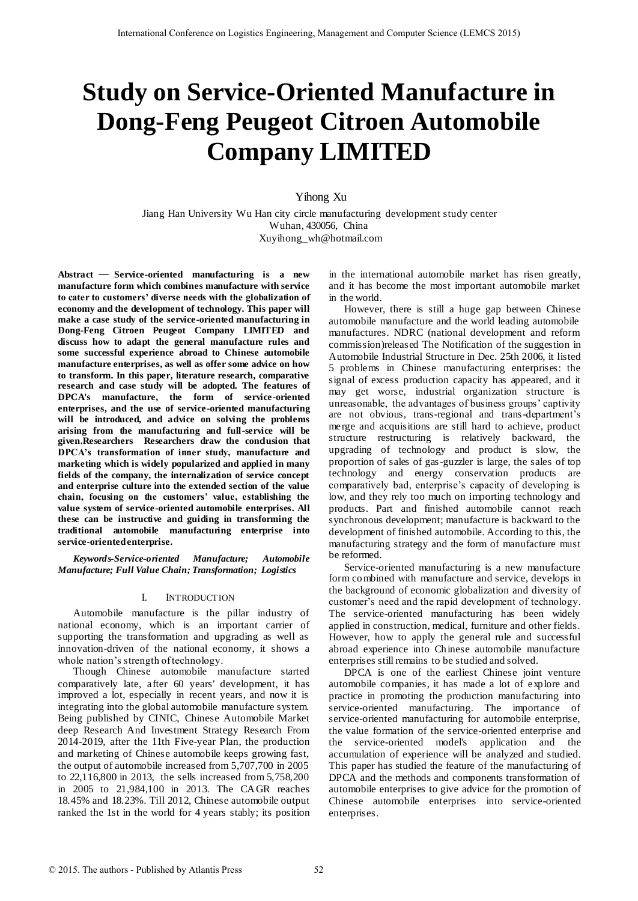# Study on Service-Oriented Manufacture in Dong-Feng Peugeot Citroen Automobile Company LIMITED

Yihong Xu

Jiang Han University Wu Han city circle manufacturing development study center
Wuhan, 430056, China
Xuyihong_wh@hotmail.com

**Abstract — Service-oriented manufacturing is a new manufacture form which combines manufacture with service to cater to customers' diverse needs with the globalization of economy and the development of technology. This paper will make a case study of the service-oriented manufacturing in Dong-Feng Citroen Peugeot Company LIMITED and discuss how to adapt the general manufacture rules and some successful experience abroad to Chinese automobile manufacture enterprises, as well as offer some advice on how to transform. In this paper, literature research, comparative research and case study will be adopted. The features of DPCA's manufacture, the form of service-oriented enterprises, and the use of service-oriented manufacturing will be introduced, and advice on solving the problems arising from the manufacturing and full-service will be given.Researchers Researchers draw the conclusion that DPCA's transformation of inner study, manufacture and marketing which is widely popularized and applied in many fields of the company, the internalization of service concept and enterprise culture into the extended section of the value chain, focusing on the customers' value, establishing the value system of service-oriented automobile enterprises. All these can be instructive and guiding in transforming the traditional automobile manufacturing enterprise into service-oriented enterprise.**

***Keywords-Service-oriented Manufacture; Automobile Manufacture; Full Value Chain; Transformation; Logistics***

## I. INTRODUCTION

Automobile manufacture is the pillar industry of national economy, which is an important carrier of supporting the transformation and upgrading as well as innovation-driven of the national economy, it shows a whole nation's strength of technology.

Though Chinese automobile manufacture started comparatively late, after 60 years' development, it has improved a lot, especially in recent years, and now it is integrating into the global automobile manufacture system. Being published by CINIC, Chinese Automobile Market deep Research And Investment Strategy Research From 2014-2019, after the 11th Five-year Plan, the production and marketing of Chinese automobile keeps growing fast, the output of automobile increased from 5,707,700 in 2005 to 22,116,800 in 2013, the sells increased from 5,758,200 in 2005 to 21,984,100 in 2013. The CAGR reaches 18.45% and 18.23%. Till 2012, Chinese automobile output ranked the 1st in the world for 4 years stably; its position in the international automobile market has risen greatly, and it has become the most important automobile market in the world.

However, there is still a huge gap between Chinese automobile manufacture and the world leading automobile manufactures. NDRC (national development and reform commission)released The Notification of the suggestion in Automobile Industrial Structure in Dec. 25th 2006, it listed 5 problems in Chinese manufacturing enterprises: the signal of excess production capacity has appeared, and it may get worse, industrial organization structure is unreasonable, the advantages of business groups' captivity are not obvious, trans-regional and trans-department's merge and acquisitions are still hard to achieve, product structure restructuring is relatively backward, the upgrading of technology and product is slow, the proportion of sales of gas-guzzler is large, the sales of top technology and energy conservation products are comparatively bad, enterprise's capacity of developing is low, and they rely too much on importing technology and products. Part and finished automobile cannot reach synchronous development; manufacture is backward to the development of finished automobile. According to this, the manufacturing strategy and the form of manufacture must be reformed.

Service-oriented manufacturing is a new manufacture form combined with manufacture and service, develops in the background of economic globalization and diversity of customer's need and the rapid development of technology. The service-oriented manufacturing has been widely applied in construction, medical, furniture and other fields. However, how to apply the general rule and successful abroad experience into Chinese automobile manufacture enterprises still remains to be studied and solved.

DPCA is one of the earliest Chinese joint venture automobile companies, it has made a lot of explore and practice in promoting the production manufacturing into service-oriented manufacturing. The importance of service-oriented manufacturing for automobile enterprise, the value formation of the service-oriented enterprise and the service-oriented model's application and the accumulation of experience will be analyzed and studied. This paper has studied the feature of the manufacturing of DPCA and the methods and components transformation of automobile enterprises to give advice for the promotion of Chinese automobile enterprises into service-oriented enterprises.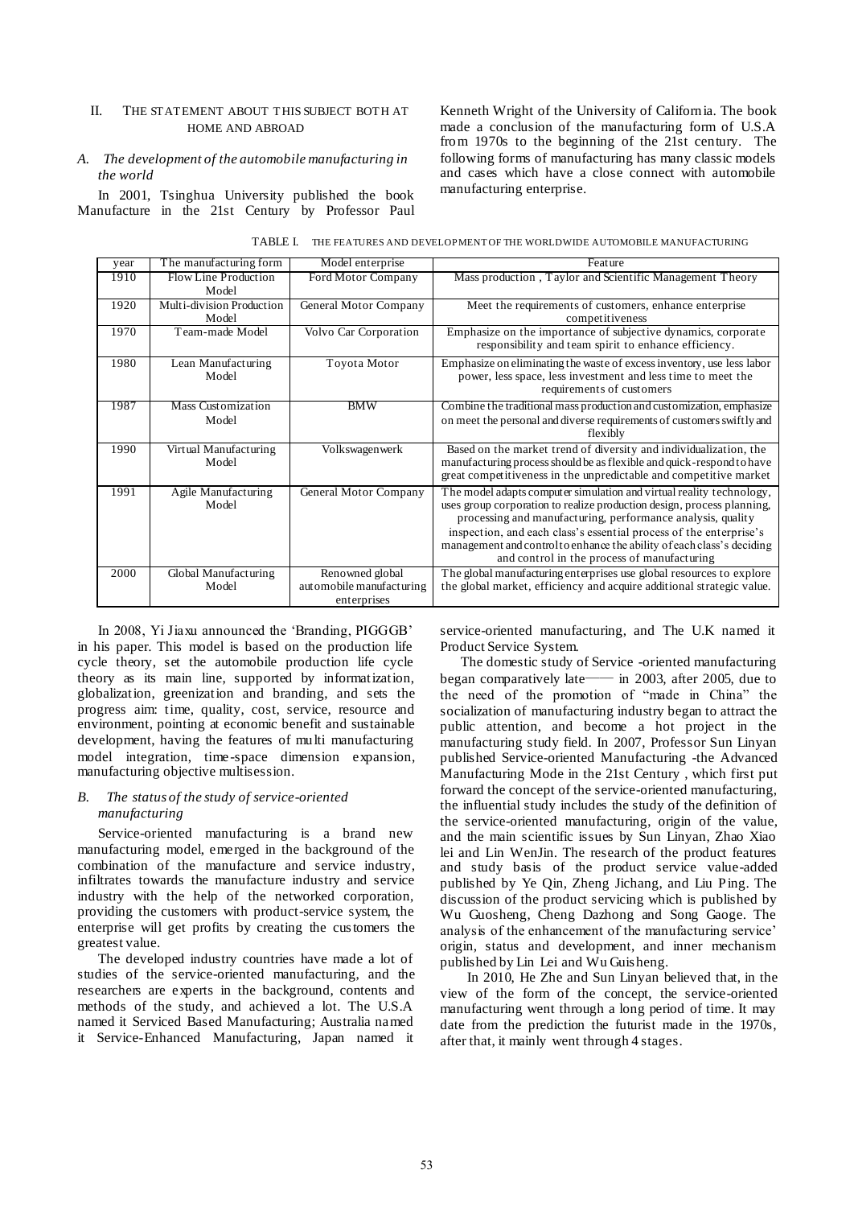## II. THE STATEMENT ABOUT THIS SUBJECT BOTH AT HOME AND ABROAD

### *A. The development of the automobile manufacturing in the world*

In 2001, Tsinghua University published the book Manufacture in the 21st Century by Professor Paul Kenneth Wright of the University of California. The book made a conclusion of the manufacturing form of U.S.A from 1970s to the beginning of the 21st century. The following forms of manufacturing has many classic models and cases which have a close connect with automobile manufacturing enterprise.

TABLE I. THE FEATURES AND DEVELOPMENT OF THE WORLDWIDE AUTOMOBILE MANUFACTURING

| year | The manufacturing form | Model enterprise | Feature |
|---|---|---|---|
| 1910 | Flow Line Production Model | Ford Motor Company | Mass production , Taylor and Scientific Management Theory |
| 1920 | Multi-division Production Model | General Motor Company | Meet the requirements of customers, enhance enterprise competitiveness |
| 1970 | Team-made Model | Volvo Car Corporation | Emphasize on the importance of subjective dynamics, corporate responsibility and team spirit to enhance efficiency. |
| 1980 | Lean Manufacturing Model | Toyota Motor | Emphasize on eliminating the waste of excess inventory, use less labor power, less space, less investment and less time to meet the requirements of customers |
| 1987 | Mass Customization Model | BMW | Combine the traditional mass production and customization, emphasize on meet the personal and diverse requirements of customers swiftly and flexibly |
| 1990 | Virtual Manufacturing Model | Volkswagenwerk | Based on the market trend of diversity and individualization, the manufacturing process should be as flexible and quick-respond to have great competitiveness in the unpredictable and competitive market |
| 1991 | Agile Manufacturing Model | General Motor Company | The model adapts computer simulation and virtual reality technology, uses group corporation to realize production design, process planning, processing and manufacturing, performance analysis, quality inspection, and each class's essential process of the enterprise's management and control to enhance the ability of each class's deciding and control in the process of manufacturing |
| 2000 | Global Manufacturing Model | Renowned global automobile manufacturing enterprises | The global manufacturing enterprises use global resources to explore the global market, efficiency and acquire additional strategic value. |

In 2008, Yi Jiaxu announced the 'Branding, PIGGGB' in his paper. This model is based on the production life cycle theory, set the automobile production life cycle theory as its main line, supported by informatization, globalization, greenization and branding, and sets the progress aim: time, quality, cost, service, resource and environment, pointing at economic benefit and sustainable development, having the features of multi manufacturing model integration, time-space dimension expansion, manufacturing objective multisession.

### *B. The status of the study of service-oriented manufacturing*

Service-oriented manufacturing is a brand new manufacturing model, emerged in the background of the combination of the manufacture and service industry, infiltrates towards the manufacture industry and service industry with the help of the networked corporation, providing the customers with product-service system, the enterprise will get profits by creating the customers the greatest value.

The developed industry countries have made a lot of studies of the service-oriented manufacturing, and the researchers are experts in the background, contents and methods of the study, and achieved a lot. The U.S.A named it Serviced Based Manufacturing; Australia named it Service-Enhanced Manufacturing, Japan named it service-oriented manufacturing, and The U.K named it Product Service System.

The domestic study of Service -oriented manufacturing began comparatively late—— in 2003, after 2005, due to the need of the promotion of "made in China" the socialization of manufacturing industry began to attract the public attention, and become a hot project in the manufacturing study field. In 2007, Professor Sun Linyan published Service-oriented Manufacturing -the Advanced Manufacturing Mode in the 21st Century , which first put forward the concept of the service-oriented manufacturing, the influential study includes the study of the definition of the service-oriented manufacturing, origin of the value, and the main scientific issues by Sun Linyan, Zhao Xiao lei and Lin WenJin. The research of the product features and study basis of the product service value-added published by Ye Qin, Zheng Jichang, and Liu Ping. The discussion of the product servicing which is published by Wu Guosheng, Cheng Dazhong and Song Gaoge. The analysis of the enhancement of the manufacturing service' origin, status and development, and inner mechanism published by Lin Lei and Wu Guisheng.

In 2010, He Zhe and Sun Linyan believed that, in the view of the form of the concept, the service-oriented manufacturing went through a long period of time. It may date from the prediction the futurist made in the 1970s, after that, it mainly went through 4 stages.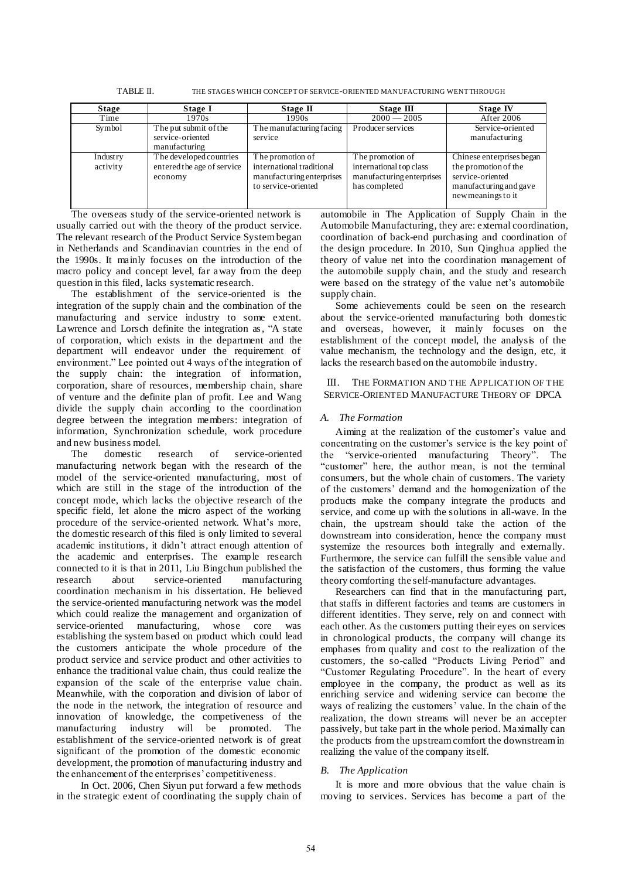TABLE II. THE STAGES WHICH CONCEPT OF SERVICE-ORIENTED MANUFACTURING WENT THROUGH

| Stage | Stage I | Stage II | Stage III | Stage IV |
|---|---|---|---|---|
| Time | 1970s | 1990s | 2000 — 2005 | After 2006 |
| Symbol | The put submit of the service-oriented manufacturing | The manufacturing facing service | Producer services | Service-oriented manufacturing |
| Industry activity | The developed countries entered the age of service economy | The promotion of international traditional manufacturing enterprises to service-oriented | The promotion of international top class manufacturing enterprises has completed | Chinese enterprises began the promotion of the service-oriented manufacturing and gave new meanings to it |

The overseas study of the service-oriented network is usually carried out with the theory of the product service. The relevant research of the Product Service System began in Netherlands and Scandinavian countries in the end of the 1990s. It mainly focuses on the introduction of the macro policy and concept level, far away from the deep question in this filed, lacks systematic research.

The establishment of the service-oriented is the integration of the supply chain and the combination of the manufacturing and service industry to some extent. Lawrence and Lorsch definite the integration as, "A state of corporation, which exists in the department and the department will endeavor under the requirement of environment." Lee pointed out 4 ways of the integration of the supply chain: the integration of information, corporation, share of resources, membership chain, share of venture and the definite plan of profit. Lee and Wang divide the supply chain according to the coordination degree between the integration members: integration of information, Synchronization schedule, work procedure and new business model.

The domestic research of service-oriented manufacturing network began with the research of the model of the service-oriented manufacturing, most of which are still in the stage of the introduction of the concept mode, which lacks the objective research of the specific field, let alone the micro aspect of the working procedure of the service-oriented network. What's more, the domestic research of this filed is only limited to several academic institutions, it didn't attract enough attention of the academic and enterprises. The example research connected to it is that in 2011, Liu Bingchun published the research about service-oriented manufacturing coordination mechanism in his dissertation. He believed the service-oriented manufacturing network was the model which could realize the management and organization of service-oriented manufacturing, whose core was establishing the system based on product which could lead the customers anticipate the whole procedure of the product service and service product and other activities to enhance the traditional value chain, thus could realize the expansion of the scale of the enterprise value chain. Meanwhile, with the corporation and division of labor of the node in the network, the integration of resource and innovation of knowledge, the competiveness of the manufacturing industry will be promoted. The establishment of the service-oriented network is of great significant of the promotion of the domestic economic development, the promotion of manufacturing industry and the enhancement of the enterprises' competitiveness.

In Oct. 2006, Chen Siyun put forward a few methods in the strategic extent of coordinating the supply chain of automobile in The Application of Supply Chain in the Automobile Manufacturing, they are: external coordination, coordination of back-end purchasing and coordination of the design procedure. In 2010, Sun Qinghua applied the theory of value net into the coordination management of the automobile supply chain, and the study and research were based on the strategy of the value net's automobile supply chain.

Some achievements could be seen on the research about the service-oriented manufacturing both domestic and overseas, however, it mainly focuses on the establishment of the concept model, the analysis of the value mechanism, the technology and the design, etc, it lacks the research based on the automobile industry.

## III. THE FORMATION AND THE APPLICATION OF THE SERVICE-ORIENTED MANUFACTURE THEORY OF DPCA

### *A. The Formation*

Aiming at the realization of the customer's value and concentrating on the customer's service is the key point of the "service-oriented manufacturing Theory". The "customer" here, the author mean, is not the terminal consumers, but the whole chain of customers. The variety of the customers' demand and the homogenization of the products make the company integrate the products and service, and come up with the solutions in all-wave. In the chain, the upstream should take the action of the downstream into consideration, hence the company must systemize the resources both integrally and externally. Furthermore, the service can fulfill the sensible value and the satisfaction of the customers, thus forming the value theory comforting the self-manufacture advantages.

Researchers can find that in the manufacturing part, that staffs in different factories and teams are customers in different identities. They serve, rely on and connect with each other. As the customers putting their eyes on services in chronological products, the company will change its emphases from quality and cost to the realization of the customers, the so-called "Products Living Period" and "Customer Regulating Procedure". In the heart of every employee in the company, the product as well as its enriching service and widening service can become the ways of realizing the customers' value. In the chain of the realization, the down streams will never be an accepter passively, but take part in the whole period. Maximally can the products from the upstream comfort the downstream in realizing the value of the company itself.

### *B. The Application*

It is more and more obvious that the value chain is moving to services. Services has become a part of the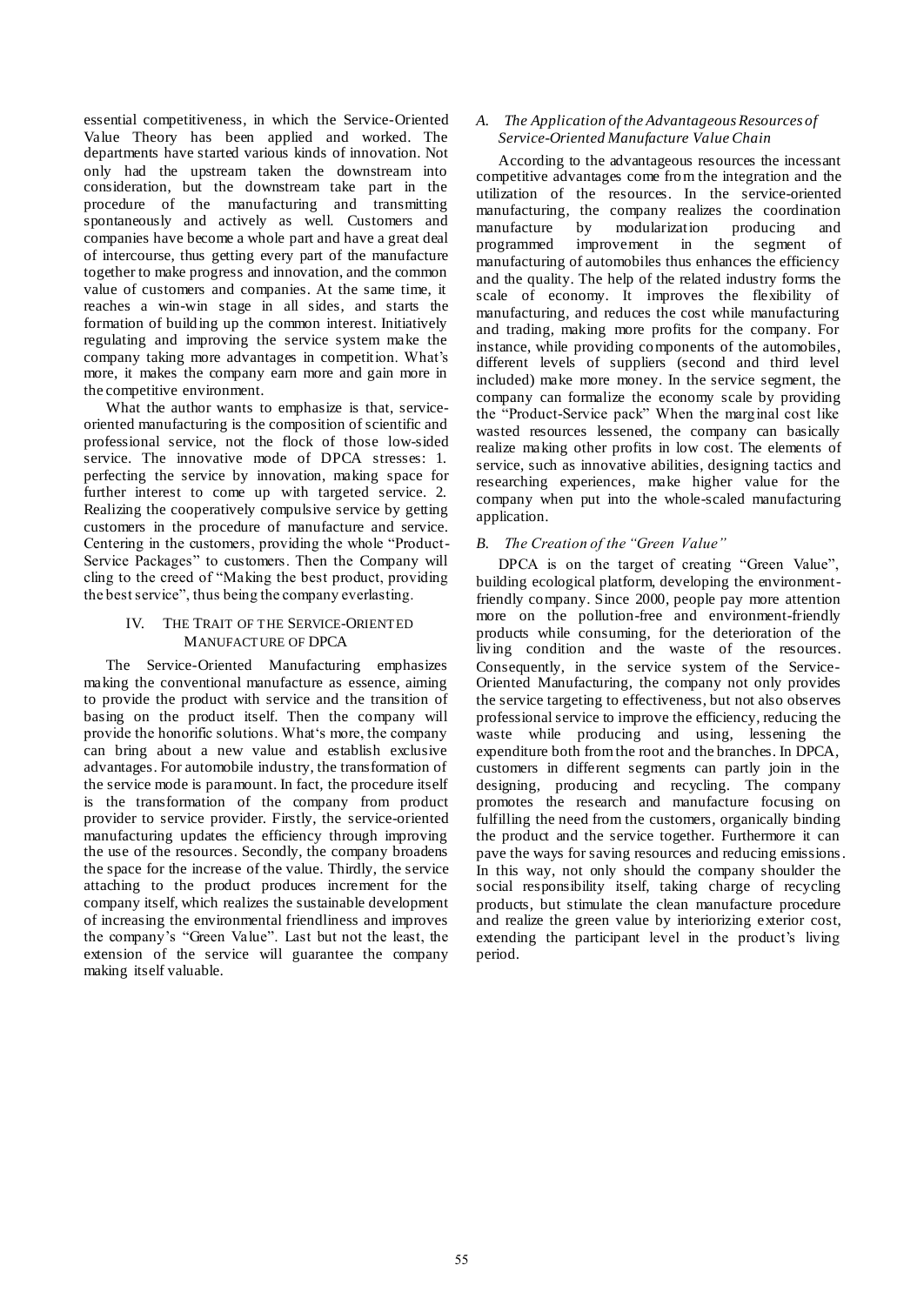essential competitiveness, in which the Service-Oriented Value Theory has been applied and worked. The departments have started various kinds of innovation. Not only had the upstream taken the downstream into consideration, but the downstream take part in the procedure of the manufacturing and transmitting spontaneously and actively as well. Customers and companies have become a whole part and have a great deal of intercourse, thus getting every part of the manufacture together to make progress and innovation, and the common value of customers and companies. At the same time, it reaches a win-win stage in all sides, and starts the formation of building up the common interest. Initiatively regulating and improving the service system make the company taking more advantages in competition. What's more, it makes the company earn more and gain more in the competitive environment.

What the author wants to emphasize is that, service-oriented manufacturing is the composition of scientific and professional service, not the flock of those low-sided service. The innovative mode of DPCA stresses: 1. perfecting the service by innovation, making space for further interest to come up with targeted service. 2. Realizing the cooperatively compulsive service by getting customers in the procedure of manufacture and service. Centering in the customers, providing the whole "Product-Service Packages" to customers. Then the Company will cling to the creed of "Making the best product, providing the best service", thus being the company everlasting.

## IV. The Trait of the Service-Oriented Manufacture of DPCA

The Service-Oriented Manufacturing emphasizes making the conventional manufacture as essence, aiming to provide the product with service and the transition of basing on the product itself. Then the company will provide the honorific solutions. What's more, the company can bring about a new value and establish exclusive advantages. For automobile industry, the transformation of the service mode is paramount. In fact, the procedure itself is the transformation of the company from product provider to service provider. Firstly, the service-oriented manufacturing updates the efficiency through improving the use of the resources. Secondly, the company broadens the space for the increase of the value. Thirdly, the service attaching to the product produces increment for the company itself, which realizes the sustainable development of increasing the environmental friendliness and improves the company's "Green Value". Last but not the least, the extension of the service will guarantee the company making itself valuable.

### *A. The Application of the Advantageous Resources of Service-Oriented Manufacture Value Chain*

According to the advantageous resources the incessant competitive advantages come from the integration and the utilization of the resources. In the service-oriented manufacturing, the company realizes the coordination manufacture by modularization producing and programmed improvement in the segment of manufacturing of automobiles thus enhances the efficiency and the quality. The help of the related industry forms the scale of economy. It improves the flexibility of manufacturing, and reduces the cost while manufacturing and trading, making more profits for the company. For instance, while providing components of the automobiles, different levels of suppliers (second and third level included) make more money. In the service segment, the company can formalize the economy scale by providing the "Product-Service pack" When the marginal cost like wasted resources lessened, the company can basically realize making other profits in low cost. The elements of service, such as innovative abilities, designing tactics and researching experiences, make higher value for the company when put into the whole-scaled manufacturing application.

### *B. The Creation of the "Green Value"*

DPCA is on the target of creating "Green Value", building ecological platform, developing the environment-friendly company. Since 2000, people pay more attention more on the pollution-free and environment-friendly products while consuming, for the deterioration of the living condition and the waste of the resources. Consequently, in the service system of the Service-Oriented Manufacturing, the company not only provides the service targeting to effectiveness, but not also observes professional service to improve the efficiency, reducing the waste while producing and using, lessening the expenditure both from the root and the branches. In DPCA, customers in different segments can partly join in the designing, producing and recycling. The company promotes the research and manufacture focusing on fulfilling the need from the customers, organically binding the product and the service together. Furthermore it can pave the ways for saving resources and reducing emissions. In this way, not only should the company shoulder the social responsibility itself, taking charge of recycling products, but stimulate the clean manufacture procedure and realize the green value by interiorizing exterior cost, extending the participant level in the product's living period.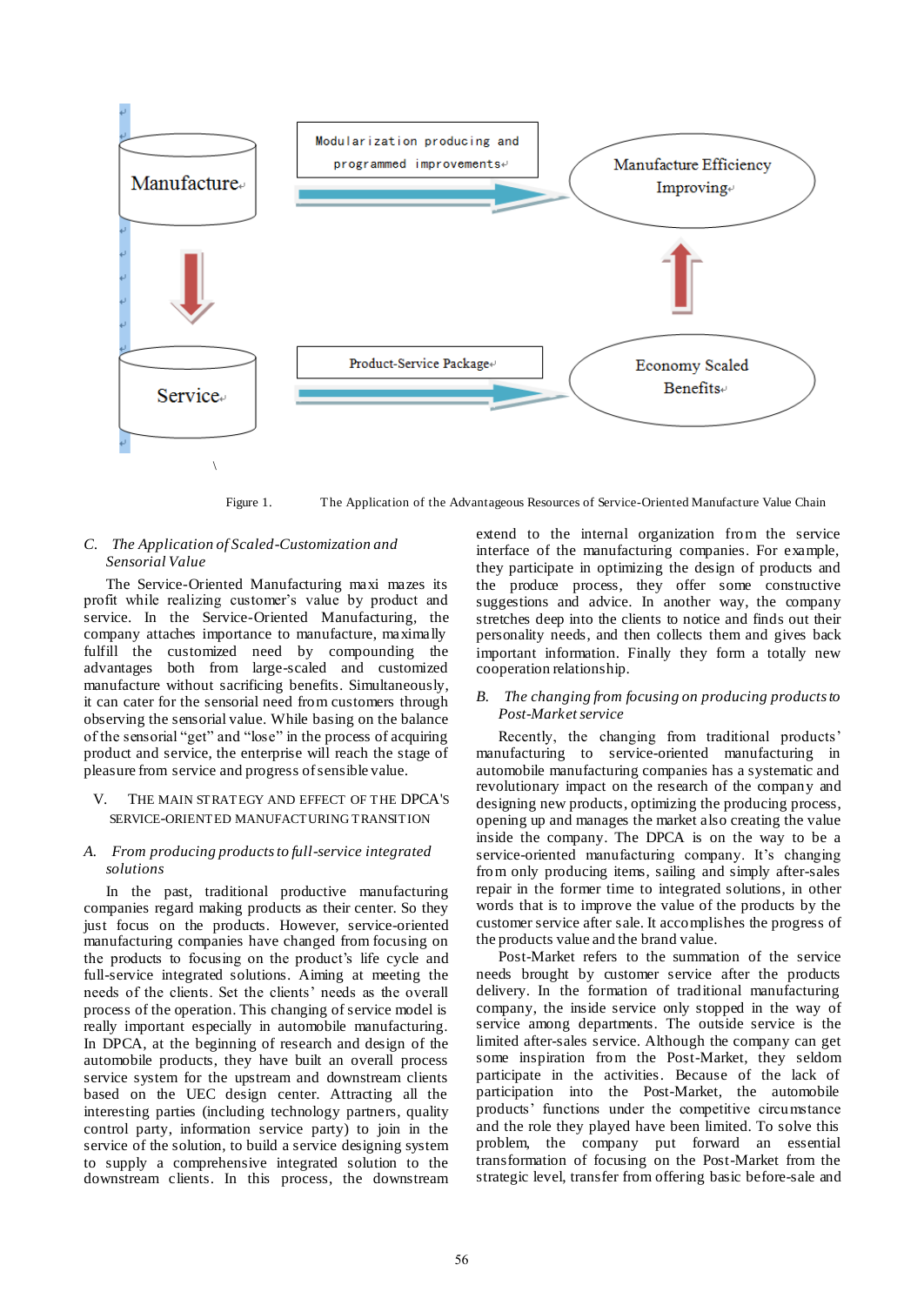Manufacture

Modularization producing and programmed improvements

Manufacture Efficiency Improving

Service

Product-Service Package

Economy Scaled Benefits

Figure 1. The Application of the Advantageous Resources of Service-Oriented Manufacture Value Chain

### *C. The Application of Scaled-Customization and Sensorial Value*

The Service-Oriented Manufacturing maxi mazes its profit while realizing customer's value by product and service. In the Service-Oriented Manufacturing, the company attaches importance to manufacture, maximally fulfill the customized need by compounding the advantages both from large-scaled and customized manufacture without sacrificing benefits. Simultaneously, it can cater for the sensorial need from customers through observing the sensorial value. While basing on the balance of the sensorial "get" and "lose" in the process of acquiring product and service, the enterprise will reach the stage of pleasure from service and progress of sensible value.

## V. THE MAIN STRATEGY AND EFFECT OF THE DPCA'S SERVICE-ORIENTED MANUFACTURING TRANSITION

### *A. From producing products to full-service integrated solutions*

In the past, traditional productive manufacturing companies regard making products as their center. So they just focus on the products. However, service-oriented manufacturing companies have changed from focusing on the products to focusing on the product's life cycle and full-service integrated solutions. Aiming at meeting the needs of the clients. Set the clients' needs as the overall process of the operation. This changing of service model is really important especially in automobile manufacturing. In DPCA, at the beginning of research and design of the automobile products, they have built an overall process service system for the upstream and downstream clients based on the UEC design center. Attracting all the interesting parties (including technology partners, quality control party, information service party) to join in the service of the solution, to build a service designing system to supply a comprehensive integrated solution to the downstream clients. In this process, the downstream extend to the internal organization from the service interface of the manufacturing companies. For example, they participate in optimizing the design of products and the produce process, they offer some constructive suggestions and advice. In another way, the company stretches deep into the clients to notice and finds out their personality needs, and then collects them and gives back important information. Finally they form a totally new cooperation relationship.

### *B. The changing from focusing on producing products to Post-Market service*

Recently, the changing from traditional products' manufacturing to service-oriented manufacturing in automobile manufacturing companies has a systematic and revolutionary impact on the research of the company and designing new products, optimizing the producing process, opening up and manages the market also creating the value inside the company. The DPCA is on the way to be a service-oriented manufacturing company. It's changing from only producing items, sailing and simply after-sales repair in the former time to integrated solutions, in other words that is to improve the value of the products by the customer service after sale. It accomplishes the progress of the products value and the brand value.

Post-Market refers to the summation of the service needs brought by customer service after the products delivery. In the formation of traditional manufacturing company, the inside service only stopped in the way of service among departments. The outside service is the limited after-sales service. Although the company can get some inspiration from the Post-Market, they seldom participate in the activities. Because of the lack of participation into the Post-Market, the automobile products' functions under the competitive circumstance and the role they played have been limited. To solve this problem, the company put forward an essential transformation of focusing on the Post-Market from the strategic level, transfer from offering basic before-sale and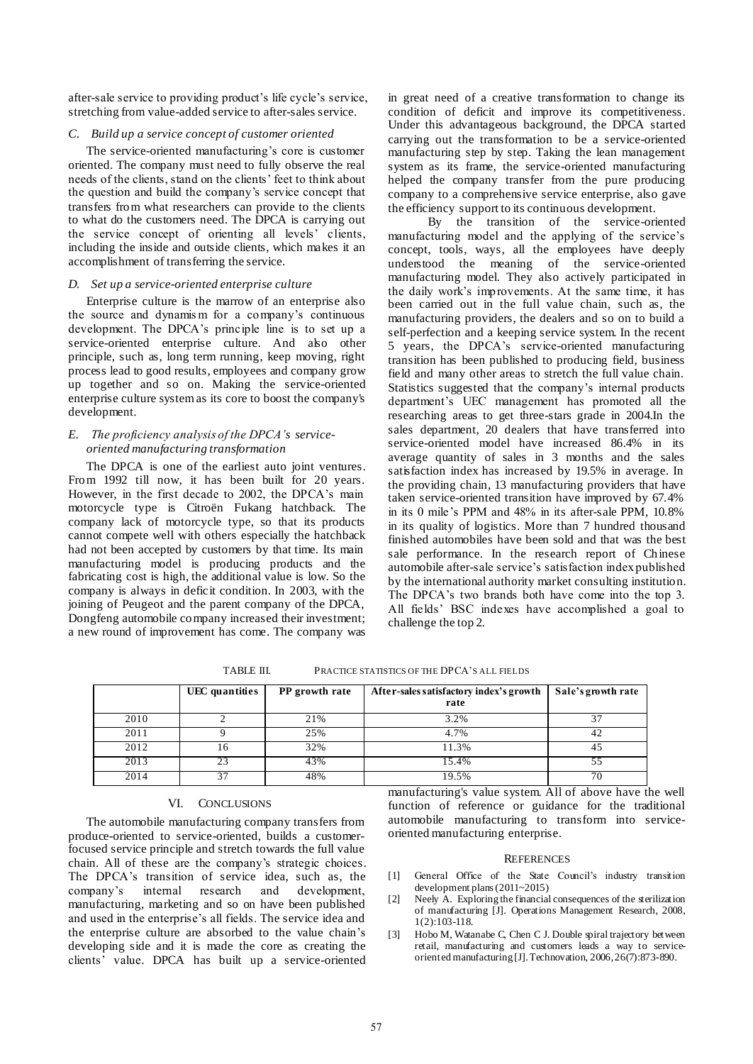after-sale service to providing product's life cycle's service, stretching from value-added service to after-sales service.

### *C. Build up a service concept of customer oriented*

The service-oriented manufacturing's core is customer oriented. The company must need to fully observe the real needs of the clients, stand on the clients' feet to think about the question and build the company's service concept that transfers from what researchers can provide to the clients to what do the customers need. The DPCA is carrying out the service concept of orienting all levels' clients, including the inside and outside clients, which makes it an accomplishment of transferring the service.

### *D. Set up a service-oriented enterprise culture*

Enterprise culture is the marrow of an enterprise also the source and dynamism for a company's continuous development. The DPCA's principle line is to set up a service-oriented enterprise culture. And also other principle, such as, long term running, keep moving, right process lead to good results, employees and company grow up together and so on. Making the service-oriented enterprise culture system as its core to boost the company's development.

### *E. The proficiency analysis of the DPCA's service-oriented manufacturing transformation*

The DPCA is one of the earliest auto joint ventures. From 1992 till now, it has been built for 20 years. However, in the first decade to 2002, the DPCA's main motorcycle type is Citroën Fukang hatchback. The company lack of motorcycle type, so that its products cannot compete well with others especially the hatchback had not been accepted by customers by that time. Its main manufacturing model is producing products and the fabricating cost is high, the additional value is low. So the company is always in deficit condition. In 2003, with the joining of Peugeot and the parent company of the DPCA, Dongfeng automobile company increased their investment; a new round of improvement has come. The company was in great need of a creative transformation to change its condition of deficit and improve its competitiveness. Under this advantageous background, the DPCA started carrying out the transformation to be a service-oriented manufacturing step by step. Taking the lean management system as its frame, the service-oriented manufacturing helped the company transfer from the pure producing company to a comprehensive service enterprise, also gave the efficiency support to its continuous development.

By the transition of the service-oriented manufacturing model and the applying of the service's concept, tools, ways, all the employees have deeply understood the meaning of the service-oriented manufacturing model. They also actively participated in the daily work's improvements. At the same time, it has been carried out in the full value chain, such as, the manufacturing providers, the dealers and so on to build a self-perfection and a keeping service system. In the recent 5 years, the DPCA's service-oriented manufacturing transition has been published to producing field, business field and many other areas to stretch the full value chain. Statistics suggested that the company's internal products department's UEC management has promoted all the researching areas to get three-stars grade in 2004.In the sales department, 20 dealers that have transferred into service-oriented model have increased 86.4% in its average quantity of sales in 3 months and the sales satisfaction index has increased by 19.5% in average. In the providing chain, 13 manufacturing providers that have taken service-oriented transition have improved by 67.4% in its 0 mile's PPM and 48% in its after-sale PPM, 10.8% in its quality of logistics. More than 7 hundred thousand finished automobiles have been sold and that was the best sale performance. In the research report of Chinese automobile after-sale service's satisfaction index published by the international authority market consulting institution. The DPCA's two brands both have come into the top 3. All fields' BSC indexes have accomplished a goal to challenge the top 2.

TABLE III. PRACTICE STATISTICS OF THE DPCA'S ALL FIELDS

| | UEC quantities | PP growth rate | After-sales satisfactory index's growth rate | Sale's growth rate |
|---|---|---|---|---|
| 2010 | 2 | 21% | 3.2% | 37 |
| 2011 | 9 | 25% | 4.7% | 42 |
| 2012 | 16 | 32% | 11.3% | 45 |
| 2013 | 23 | 43% | 15.4% | 55 |
| 2014 | 37 | 48% | 19.5% | 70 |

## VI. CONCLUSIONS

The automobile manufacturing company transfers from produce-oriented to service-oriented, builds a customer-focused service principle and stretch towards the full value chain. All of these are the company's strategic choices. The DPCA's transition of service idea, such as, the company's internal research and development, manufacturing, marketing and so on have been published and used in the enterprise's all fields. The service idea and the enterprise culture are absorbed to the value chain's developing side and it is made the core as creating the clients' value. DPCA has built up a service-oriented manufacturing's value system. All of above have the well function of reference or guidance for the traditional automobile manufacturing to transform into service-oriented manufacturing enterprise.

## REFERENCES

[1] General Office of the State Council's industry transition development plans (2011~2015)

[2] Neely A. Exploring the financial consequences of the sterilization of manufacturing [J]. Operations Management Research, 2008, 1(2):103-118.

[3] Hobo M, Watanabe C, Chen C J. Double spiral trajectory between retail, manufacturing and customers leads a way to service-oriented manufacturing [J]. Technovation, 2006, 26(7):873-890.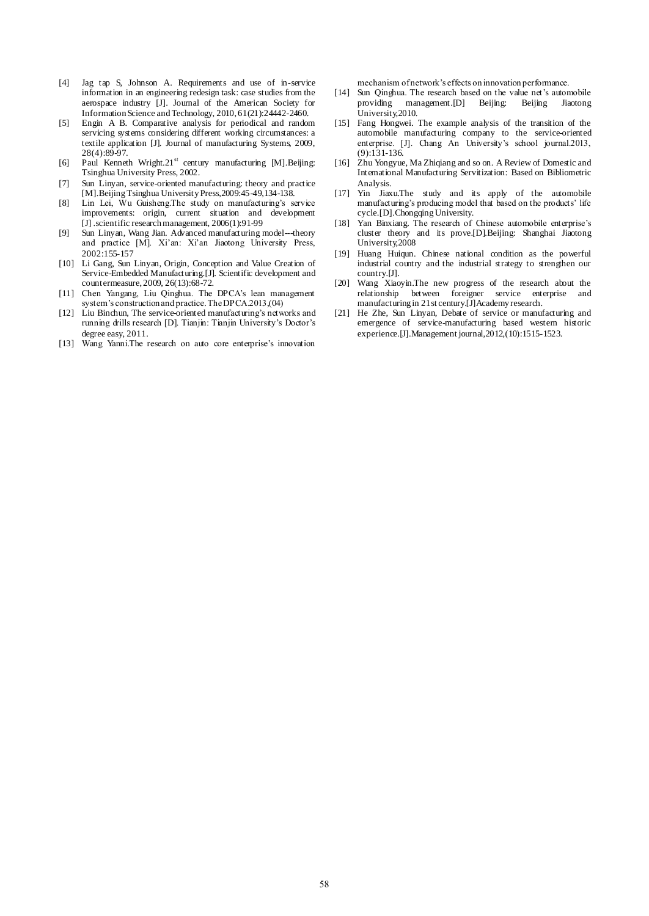[4] Jag tap S, Johnson A. Requirements and use of in-service information in an engineering redesign task: case studies from the aerospace industry [J]. Journal of the American Society for Information Science and Technology, 2010, 61(21):24442-2460.

[5] Engin A B. Comparative analysis for periodical and random servicing systems considering different working circumstances: a textile application [J]. Journal of manufacturing Systems, 2009, 28(4):89-97.

[6] Paul Kenneth Wright.21st century manufacturing [M].Beijing: Tsinghua University Press, 2002.

[7] Sun Linyan, service-oriented manufacturing: theory and practice [M].Beijing Tsinghua University Press,2009:45-49,134-138.

[8] Lin Lei, Wu Guisheng.The study on manufacturing's service improvements: origin, current situation and development [J] .scientific research management, 2006(1):91-99

[9] Sun Linyan, Wang Jian. Advanced manufacturing model---theory and practice [M]. Xi'an: Xi'an Jiaotong University Press, 2002:155-157

[10] Li Gang, Sun Linyan, Origin, Conception and Value Creation of Service-Embedded Manufacturing.[J]. Scientific development and countermeasure, 2009, 26(13):68-72.

[11] Chen Yangang, Liu Qinghua. The DPCA's lean management system's construction and practice. The DPCA.2013,(04)

[12] Liu Binchun, The service-oriented manufacturing's networks and running drills research [D]. Tianjin: Tianjin University's Doctor's degree easy, 2011.

[13] Wang Yanni.The research on auto core enterprise's innovation mechanism of network's effects on innovation performance.

[14] Sun Qinghua. The research based on the value net's automobile providing management.[D] Beijing: Beijing Jiaotong University,2010.

[15] Fang Hongwei. The example analysis of the transition of the automobile manufacturing company to the service-oriented enterprise. [J]. Chang An University's school journal.2013, (9):131-136.

[16] Zhu Yongyue, Ma Zhiqiang and so on. A Review of Domestic and International Manufacturing Servitization: Based on Bibliometric Analysis.

[17] Yin Jiaxu.The study and its apply of the automobile manufacturing's producing model that based on the products' life cycle.[D].Chongqing University.

[18] Yan Binxiang. The research of Chinese automobile enterprise's cluster theory and its prove.[D].Beijing: Shanghai Jiaotong University,2008

[19] Huang Huiqun. Chinese national condition as the powerful industrial country and the industrial strategy to strengthen our country.[J].

[20] Wang Xiaoyin.The new progress of the research about the relationship between foreigner service enterprise and manufacturing in 21st century.[J]Academy research.

[21] He Zhe, Sun Linyan, Debate of service or manufacturing and emergence of service-manufacturing based western historic experience.[J].Management journal,2012,(10):1515-1523.